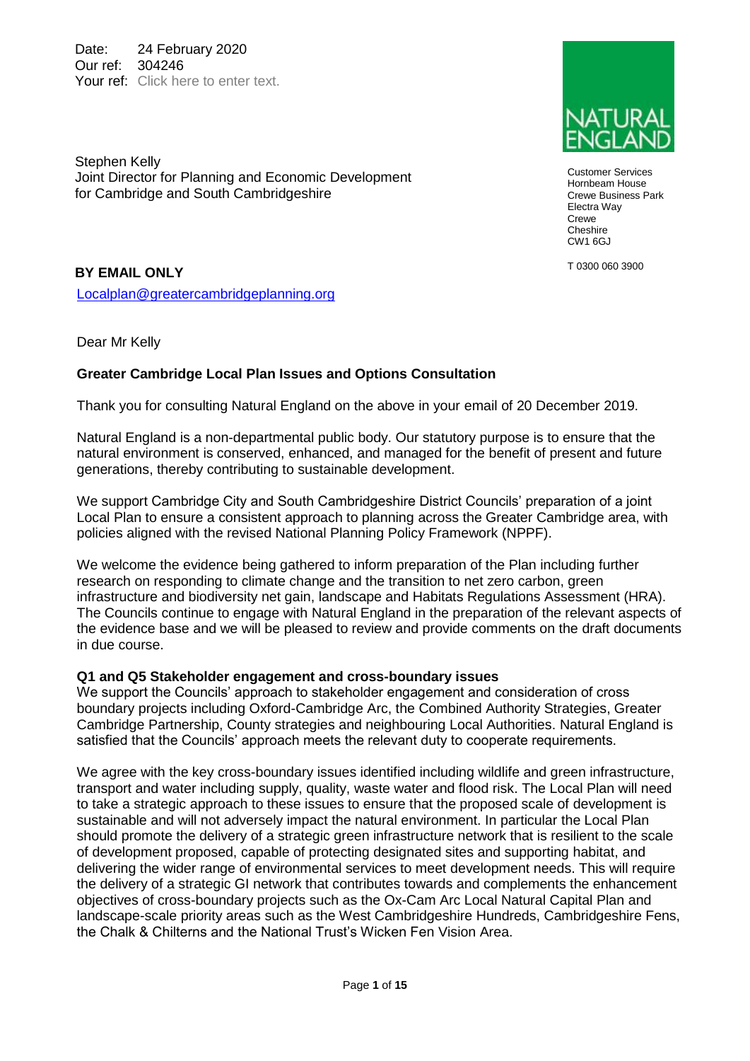Date: 24 February 2020
Our ref: 304246
Your ref: Click here to enter text.

NATURAL ENGLAND

Customer Services
Hornbeam House
Crewe Business Park
Electra Way
Crewe
Cheshire
CW1 6GJ

T 0300 060 3900

Stephen Kelly
Joint Director for Planning and Economic Development
for Cambridge and South Cambridgeshire

**BY EMAIL ONLY**

Localplan@greatercambridgeplanning.org

Dear Mr Kelly

**Greater Cambridge Local Plan Issues and Options Consultation**

Thank you for consulting Natural England on the above in your email of 20 December 2019.

Natural England is a non-departmental public body. Our statutory purpose is to ensure that the natural environment is conserved, enhanced, and managed for the benefit of present and future generations, thereby contributing to sustainable development.

We support Cambridge City and South Cambridgeshire District Councils' preparation of a joint Local Plan to ensure a consistent approach to planning across the Greater Cambridge area, with policies aligned with the revised National Planning Policy Framework (NPPF).

We welcome the evidence being gathered to inform preparation of the Plan including further research on responding to climate change and the transition to net zero carbon, green infrastructure and biodiversity net gain, landscape and Habitats Regulations Assessment (HRA). The Councils continue to engage with Natural England in the preparation of the relevant aspects of the evidence base and we will be pleased to review and provide comments on the draft documents in due course.

**Q1 and Q5 Stakeholder engagement and cross-boundary issues**

We support the Councils' approach to stakeholder engagement and consideration of cross boundary projects including Oxford-Cambridge Arc, the Combined Authority Strategies, Greater Cambridge Partnership, County strategies and neighbouring Local Authorities. Natural England is satisfied that the Councils' approach meets the relevant duty to cooperate requirements.

We agree with the key cross-boundary issues identified including wildlife and green infrastructure, transport and water including supply, quality, waste water and flood risk. The Local Plan will need to take a strategic approach to these issues to ensure that the proposed scale of development is sustainable and will not adversely impact the natural environment. In particular the Local Plan should promote the delivery of a strategic green infrastructure network that is resilient to the scale of development proposed, capable of protecting designated sites and supporting habitat, and delivering the wider range of environmental services to meet development needs. This will require the delivery of a strategic GI network that contributes towards and complements the enhancement objectives of cross-boundary projects such as the Ox-Cam Arc Local Natural Capital Plan and landscape-scale priority areas such as the West Cambridgeshire Hundreds, Cambridgeshire Fens, the Chalk & Chilterns and the National Trust's Wicken Fen Vision Area.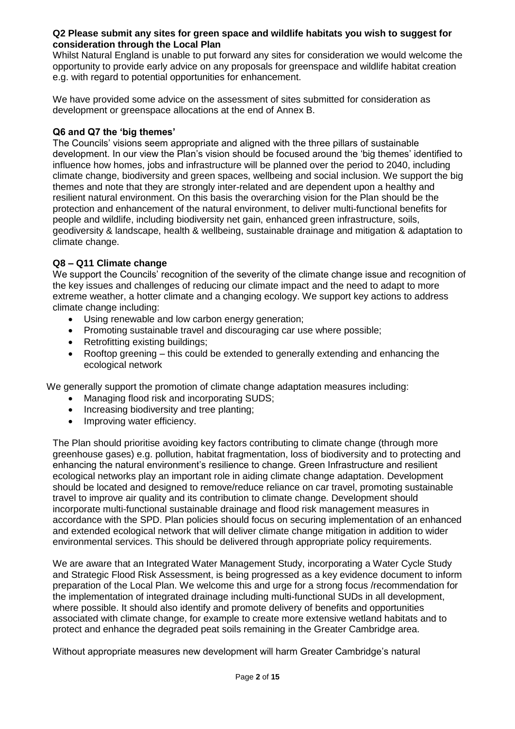**Q2 Please submit any sites for green space and wildlife habitats you wish to suggest for consideration through the Local Plan**

Whilst Natural England is unable to put forward any sites for consideration we would welcome the opportunity to provide early advice on any proposals for greenspace and wildlife habitat creation e.g. with regard to potential opportunities for enhancement.

We have provided some advice on the assessment of sites submitted for consideration as development or greenspace allocations at the end of Annex B.

**Q6 and Q7 the 'big themes'**

The Councils' visions seem appropriate and aligned with the three pillars of sustainable development. In our view the Plan's vision should be focused around the 'big themes' identified to influence how homes, jobs and infrastructure will be planned over the period to 2040, including climate change, biodiversity and green spaces, wellbeing and social inclusion. We support the big themes and note that they are strongly inter-related and are dependent upon a healthy and resilient natural environment. On this basis the overarching vision for the Plan should be the protection and enhancement of the natural environment, to deliver multi-functional benefits for people and wildlife, including biodiversity net gain, enhanced green infrastructure, soils, geodiversity & landscape, health & wellbeing, sustainable drainage and mitigation & adaptation to climate change.

**Q8 – Q11 Climate change**

We support the Councils' recognition of the severity of the climate change issue and recognition of the key issues and challenges of reducing our climate impact and the need to adapt to more extreme weather, a hotter climate and a changing ecology. We support key actions to address climate change including:

- Using renewable and low carbon energy generation;
- Promoting sustainable travel and discouraging car use where possible;
- Retrofitting existing buildings;
- Rooftop greening – this could be extended to generally extending and enhancing the ecological network

We generally support the promotion of climate change adaptation measures including:

- Managing flood risk and incorporating SUDS;
- Increasing biodiversity and tree planting;
- Improving water efficiency.

The Plan should prioritise avoiding key factors contributing to climate change (through more greenhouse gases) e.g. pollution, habitat fragmentation, loss of biodiversity and to protecting and enhancing the natural environment's resilience to change. Green Infrastructure and resilient ecological networks play an important role in aiding climate change adaptation. Development should be located and designed to remove/reduce reliance on car travel, promoting sustainable travel to improve air quality and its contribution to climate change. Development should incorporate multi-functional sustainable drainage and flood risk management measures in accordance with the SPD. Plan policies should focus on securing implementation of an enhanced and extended ecological network that will deliver climate change mitigation in addition to wider environmental services. This should be delivered through appropriate policy requirements.

We are aware that an Integrated Water Management Study, incorporating a Water Cycle Study and Strategic Flood Risk Assessment, is being progressed as a key evidence document to inform preparation of the Local Plan. We welcome this and urge for a strong focus /recommendation for the implementation of integrated drainage including multi-functional SUDs in all development, where possible. It should also identify and promote delivery of benefits and opportunities associated with climate change, for example to create more extensive wetland habitats and to protect and enhance the degraded peat soils remaining in the Greater Cambridge area.

Without appropriate measures new development will harm Greater Cambridge's natural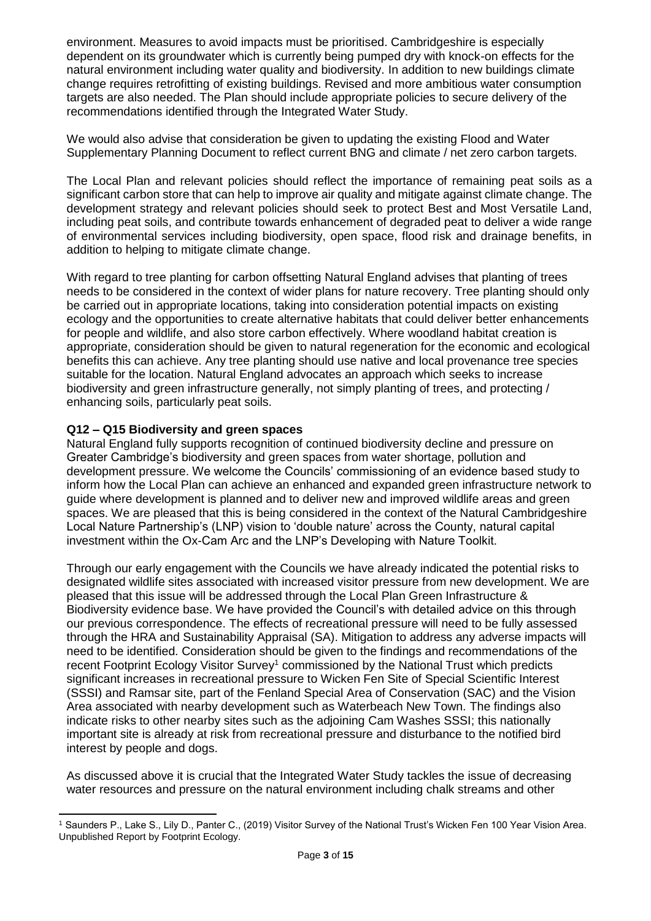environment. Measures to avoid impacts must be prioritised. Cambridgeshire is especially dependent on its groundwater which is currently being pumped dry with knock-on effects for the natural environment including water quality and biodiversity. In addition to new buildings climate change requires retrofitting of existing buildings. Revised and more ambitious water consumption targets are also needed. The Plan should include appropriate policies to secure delivery of the recommendations identified through the Integrated Water Study.

We would also advise that consideration be given to updating the existing Flood and Water Supplementary Planning Document to reflect current BNG and climate / net zero carbon targets.

The Local Plan and relevant policies should reflect the importance of remaining peat soils as a significant carbon store that can help to improve air quality and mitigate against climate change. The development strategy and relevant policies should seek to protect Best and Most Versatile Land, including peat soils, and contribute towards enhancement of degraded peat to deliver a wide range of environmental services including biodiversity, open space, flood risk and drainage benefits, in addition to helping to mitigate climate change.

With regard to tree planting for carbon offsetting Natural England advises that planting of trees needs to be considered in the context of wider plans for nature recovery. Tree planting should only be carried out in appropriate locations, taking into consideration potential impacts on existing ecology and the opportunities to create alternative habitats that could deliver better enhancements for people and wildlife, and also store carbon effectively. Where woodland habitat creation is appropriate, consideration should be given to natural regeneration for the economic and ecological benefits this can achieve. Any tree planting should use native and local provenance tree species suitable for the location. Natural England advocates an approach which seeks to increase biodiversity and green infrastructure generally, not simply planting of trees, and protecting / enhancing soils, particularly peat soils.

**Q12 – Q15 Biodiversity and green spaces**

Natural England fully supports recognition of continued biodiversity decline and pressure on Greater Cambridge's biodiversity and green spaces from water shortage, pollution and development pressure. We welcome the Councils' commissioning of an evidence based study to inform how the Local Plan can achieve an enhanced and expanded green infrastructure network to guide where development is planned and to deliver new and improved wildlife areas and green spaces. We are pleased that this is being considered in the context of the Natural Cambridgeshire Local Nature Partnership's (LNP) vision to 'double nature' across the County, natural capital investment within the Ox-Cam Arc and the LNP's Developing with Nature Toolkit.

Through our early engagement with the Councils we have already indicated the potential risks to designated wildlife sites associated with increased visitor pressure from new development. We are pleased that this issue will be addressed through the Local Plan Green Infrastructure & Biodiversity evidence base. We have provided the Council's with detailed advice on this through our previous correspondence. The effects of recreational pressure will need to be fully assessed through the HRA and Sustainability Appraisal (SA). Mitigation to address any adverse impacts will need to be identified. Consideration should be given to the findings and recommendations of the recent Footprint Ecology Visitor Survey[1] commissioned by the National Trust which predicts significant increases in recreational pressure to Wicken Fen Site of Special Scientific Interest (SSSI) and Ramsar site, part of the Fenland Special Area of Conservation (SAC) and the Vision Area associated with nearby development such as Waterbeach New Town. The findings also indicate risks to other nearby sites such as the adjoining Cam Washes SSSI; this nationally important site is already at risk from recreational pressure and disturbance to the notified bird interest by people and dogs.

As discussed above it is crucial that the Integrated Water Study tackles the issue of decreasing water resources and pressure on the natural environment including chalk streams and other

[1] Saunders P., Lake S., Lily D., Panter C., (2019) Visitor Survey of the National Trust's Wicken Fen 100 Year Vision Area. Unpublished Report by Footprint Ecology.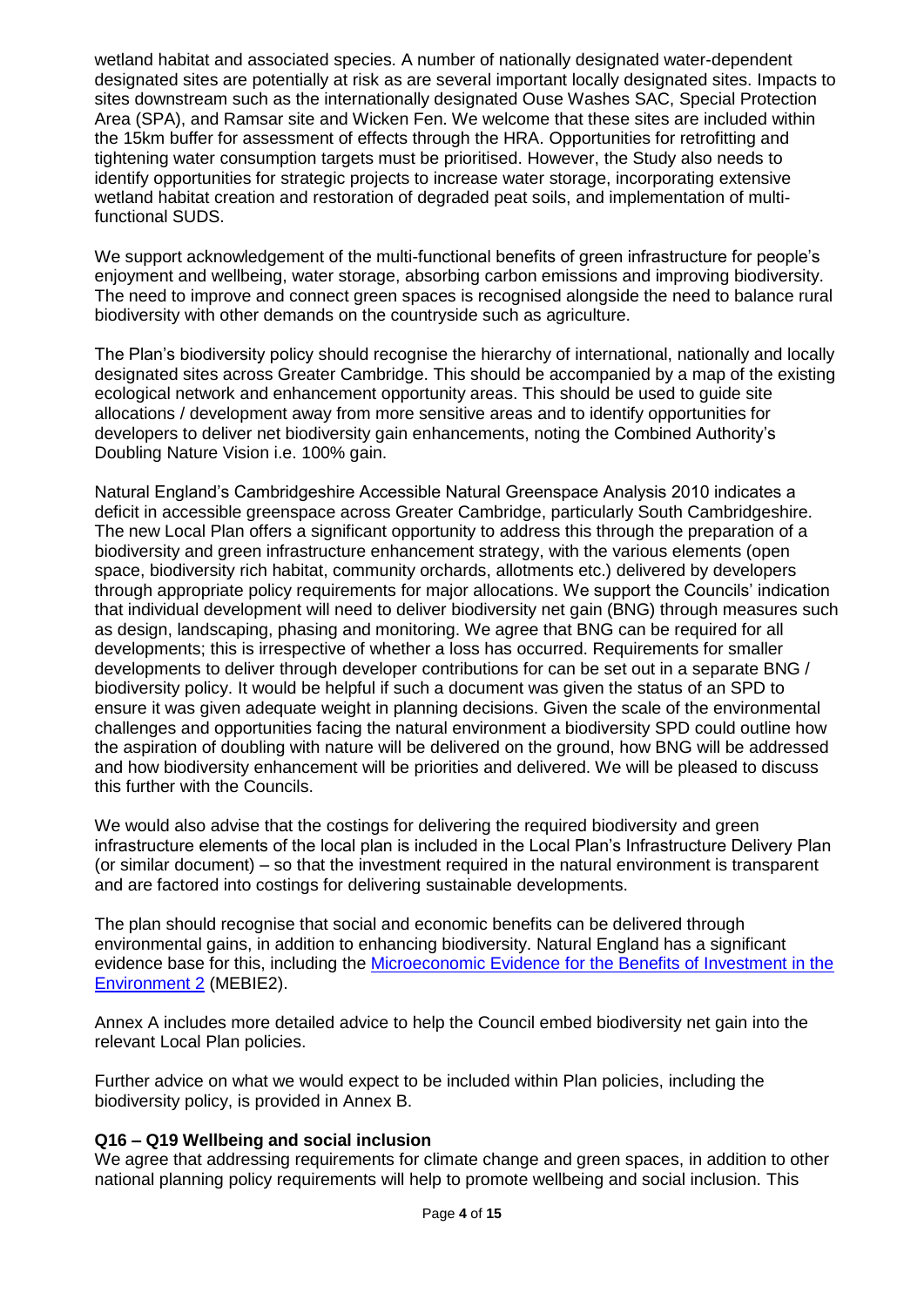wetland habitat and associated species. A number of nationally designated water-dependent designated sites are potentially at risk as are several important locally designated sites. Impacts to sites downstream such as the internationally designated Ouse Washes SAC, Special Protection Area (SPA), and Ramsar site and Wicken Fen. We welcome that these sites are included within the 15km buffer for assessment of effects through the HRA. Opportunities for retrofitting and tightening water consumption targets must be prioritised. However, the Study also needs to identify opportunities for strategic projects to increase water storage, incorporating extensive wetland habitat creation and restoration of degraded peat soils, and implementation of multi-functional SUDS.

We support acknowledgement of the multi-functional benefits of green infrastructure for people's enjoyment and wellbeing, water storage, absorbing carbon emissions and improving biodiversity. The need to improve and connect green spaces is recognised alongside the need to balance rural biodiversity with other demands on the countryside such as agriculture.

The Plan's biodiversity policy should recognise the hierarchy of international, nationally and locally designated sites across Greater Cambridge. This should be accompanied by a map of the existing ecological network and enhancement opportunity areas. This should be used to guide site allocations / development away from more sensitive areas and to identify opportunities for developers to deliver net biodiversity gain enhancements, noting the Combined Authority's Doubling Nature Vision i.e. 100% gain.

Natural England's Cambridgeshire Accessible Natural Greenspace Analysis 2010 indicates a deficit in accessible greenspace across Greater Cambridge, particularly South Cambridgeshire. The new Local Plan offers a significant opportunity to address this through the preparation of a biodiversity and green infrastructure enhancement strategy, with the various elements (open space, biodiversity rich habitat, community orchards, allotments etc.) delivered by developers through appropriate policy requirements for major allocations. We support the Councils' indication that individual development will need to deliver biodiversity net gain (BNG) through measures such as design, landscaping, phasing and monitoring. We agree that BNG can be required for all developments; this is irrespective of whether a loss has occurred. Requirements for smaller developments to deliver through developer contributions for can be set out in a separate BNG / biodiversity policy. It would be helpful if such a document was given the status of an SPD to ensure it was given adequate weight in planning decisions. Given the scale of the environmental challenges and opportunities facing the natural environment a biodiversity SPD could outline how the aspiration of doubling with nature will be delivered on the ground, how BNG will be addressed and how biodiversity enhancement will be priorities and delivered. We will be pleased to discuss this further with the Councils.

We would also advise that the costings for delivering the required biodiversity and green infrastructure elements of the local plan is included in the Local Plan's Infrastructure Delivery Plan (or similar document) – so that the investment required in the natural environment is transparent and are factored into costings for delivering sustainable developments.

The plan should recognise that social and economic benefits can be delivered through environmental gains, in addition to enhancing biodiversity. Natural England has a significant evidence base for this, including the Microeconomic Evidence for the Benefits of Investment in the Environment 2 (MEBIE2).

Annex A includes more detailed advice to help the Council embed biodiversity net gain into the relevant Local Plan policies.

Further advice on what we would expect to be included within Plan policies, including the biodiversity policy, is provided in Annex B.

**Q16 – Q19 Wellbeing and social inclusion**

We agree that addressing requirements for climate change and green spaces, in addition to other national planning policy requirements will help to promote wellbeing and social inclusion. This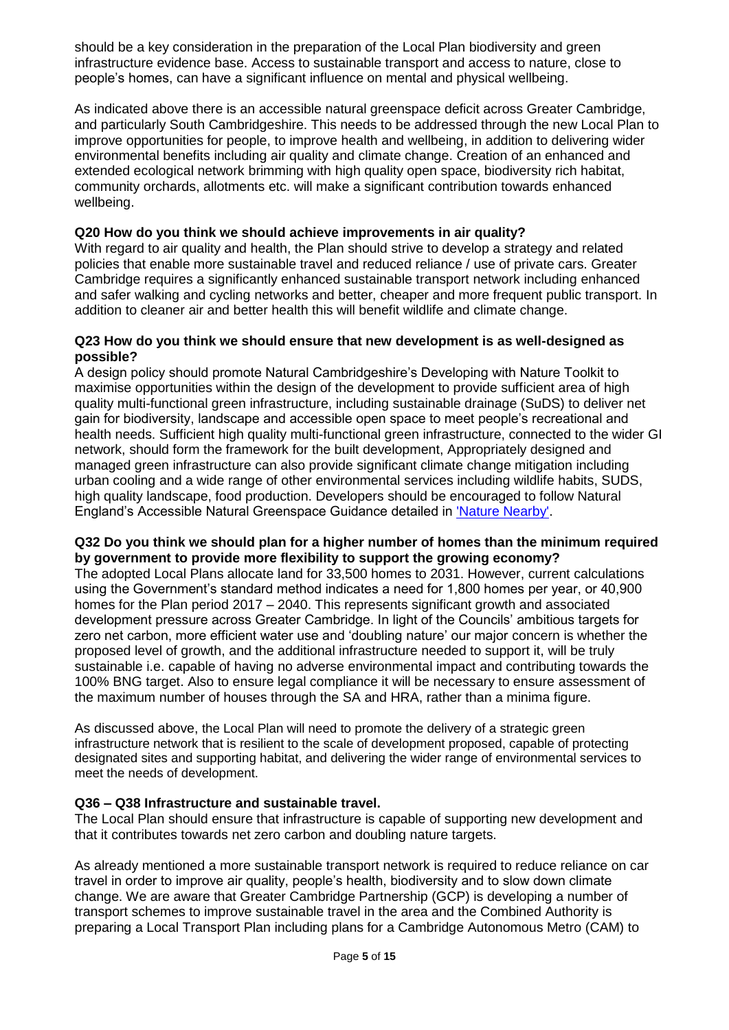should be a key consideration in the preparation of the Local Plan biodiversity and green infrastructure evidence base. Access to sustainable transport and access to nature, close to people's homes, can have a significant influence on mental and physical wellbeing.

As indicated above there is an accessible natural greenspace deficit across Greater Cambridge, and particularly South Cambridgeshire. This needs to be addressed through the new Local Plan to improve opportunities for people, to improve health and wellbeing, in addition to delivering wider environmental benefits including air quality and climate change. Creation of an enhanced and extended ecological network brimming with high quality open space, biodiversity rich habitat, community orchards, allotments etc. will make a significant contribution towards enhanced wellbeing.

**Q20 How do you think we should achieve improvements in air quality?**

With regard to air quality and health, the Plan should strive to develop a strategy and related policies that enable more sustainable travel and reduced reliance / use of private cars. Greater Cambridge requires a significantly enhanced sustainable transport network including enhanced and safer walking and cycling networks and better, cheaper and more frequent public transport. In addition to cleaner air and better health this will benefit wildlife and climate change.

**Q23 How do you think we should ensure that new development is as well-designed as possible?**

A design policy should promote Natural Cambridgeshire's Developing with Nature Toolkit to maximise opportunities within the design of the development to provide sufficient area of high quality multi-functional green infrastructure, including sustainable drainage (SuDS) to deliver net gain for biodiversity, landscape and accessible open space to meet people's recreational and health needs. Sufficient high quality multi-functional green infrastructure, connected to the wider GI network, should form the framework for the built development, Appropriately designed and managed green infrastructure can also provide significant climate change mitigation including urban cooling and a wide range of other environmental services including wildlife habits, SUDS, high quality landscape, food production. Developers should be encouraged to follow Natural England's Accessible Natural Greenspace Guidance detailed in ['Nature Nearby'](#).

**Q32 Do you think we should plan for a higher number of homes than the minimum required by government to provide more flexibility to support the growing economy?**

The adopted Local Plans allocate land for 33,500 homes to 2031. However, current calculations using the Government's standard method indicates a need for 1,800 homes per year, or 40,900 homes for the Plan period 2017 – 2040. This represents significant growth and associated development pressure across Greater Cambridge. In light of the Councils' ambitious targets for zero net carbon, more efficient water use and 'doubling nature' our major concern is whether the proposed level of growth, and the additional infrastructure needed to support it, will be truly sustainable i.e. capable of having no adverse environmental impact and contributing towards the 100% BNG target. Also to ensure legal compliance it will be necessary to ensure assessment of the maximum number of houses through the SA and HRA, rather than a minima figure.

As discussed above, the Local Plan will need to promote the delivery of a strategic green infrastructure network that is resilient to the scale of development proposed, capable of protecting designated sites and supporting habitat, and delivering the wider range of environmental services to meet the needs of development.

**Q36 – Q38 Infrastructure and sustainable travel.**

The Local Plan should ensure that infrastructure is capable of supporting new development and that it contributes towards net zero carbon and doubling nature targets.

As already mentioned a more sustainable transport network is required to reduce reliance on car travel in order to improve air quality, people's health, biodiversity and to slow down climate change. We are aware that Greater Cambridge Partnership (GCP) is developing a number of transport schemes to improve sustainable travel in the area and the Combined Authority is preparing a Local Transport Plan including plans for a Cambridge Autonomous Metro (CAM) to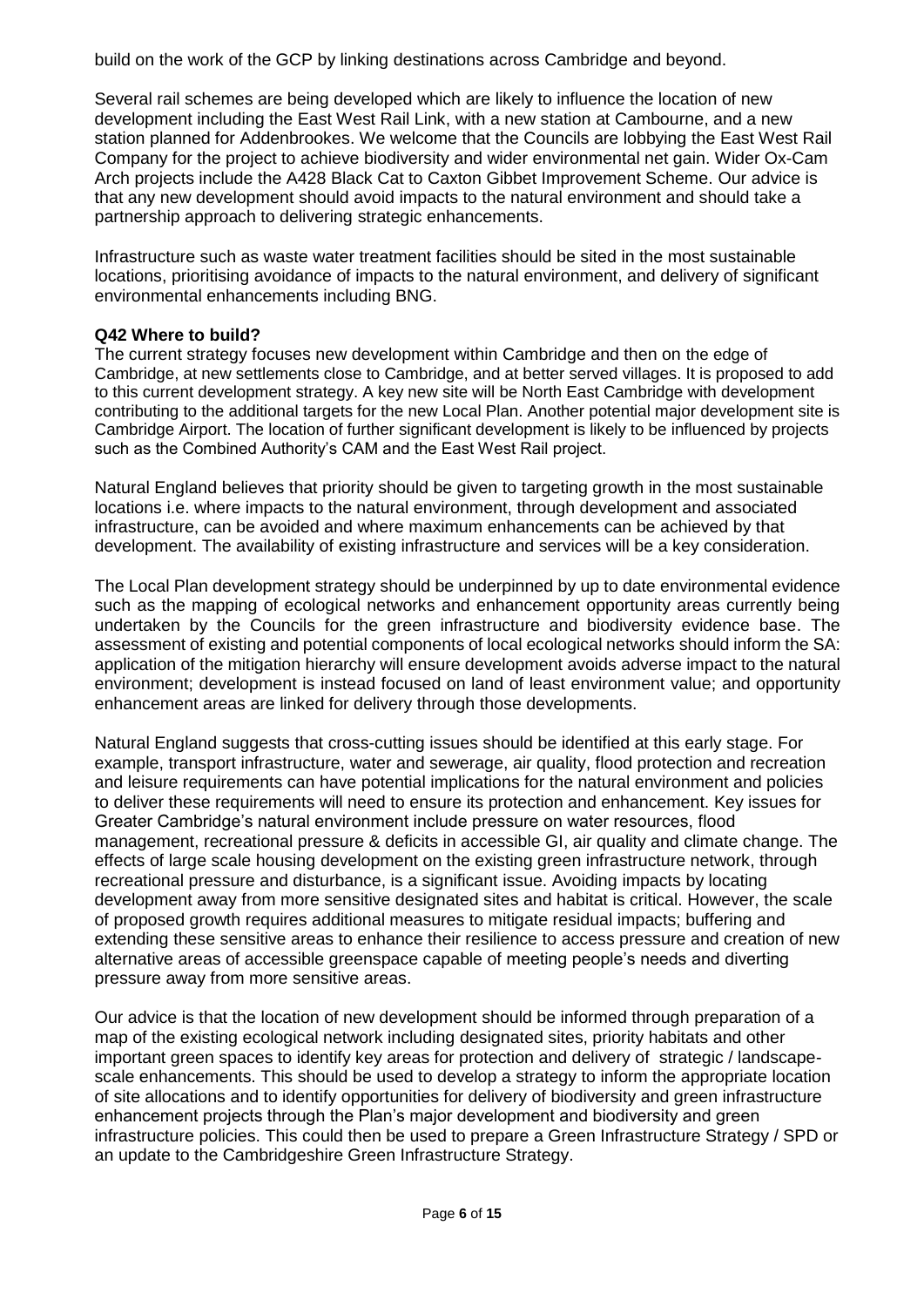build on the work of the GCP by linking destinations across Cambridge and beyond.

Several rail schemes are being developed which are likely to influence the location of new development including the East West Rail Link, with a new station at Cambourne, and a new station planned for Addenbrookes. We welcome that the Councils are lobbying the East West Rail Company for the project to achieve biodiversity and wider environmental net gain. Wider Ox-Cam Arch projects include the A428 Black Cat to Caxton Gibbet Improvement Scheme. Our advice is that any new development should avoid impacts to the natural environment and should take a partnership approach to delivering strategic enhancements.

Infrastructure such as waste water treatment facilities should be sited in the most sustainable locations, prioritising avoidance of impacts to the natural environment, and delivery of significant environmental enhancements including BNG.

**Q42 Where to build?**

The current strategy focuses new development within Cambridge and then on the edge of Cambridge, at new settlements close to Cambridge, and at better served villages. It is proposed to add to this current development strategy. A key new site will be North East Cambridge with development contributing to the additional targets for the new Local Plan. Another potential major development site is Cambridge Airport. The location of further significant development is likely to be influenced by projects such as the Combined Authority's CAM and the East West Rail project.

Natural England believes that priority should be given to targeting growth in the most sustainable locations i.e. where impacts to the natural environment, through development and associated infrastructure, can be avoided and where maximum enhancements can be achieved by that development. The availability of existing infrastructure and services will be a key consideration.

The Local Plan development strategy should be underpinned by up to date environmental evidence such as the mapping of ecological networks and enhancement opportunity areas currently being undertaken by the Councils for the green infrastructure and biodiversity evidence base. The assessment of existing and potential components of local ecological networks should inform the SA: application of the mitigation hierarchy will ensure development avoids adverse impact to the natural environment; development is instead focused on land of least environment value; and opportunity enhancement areas are linked for delivery through those developments.

Natural England suggests that cross-cutting issues should be identified at this early stage. For example, transport infrastructure, water and sewerage, air quality, flood protection and recreation and leisure requirements can have potential implications for the natural environment and policies to deliver these requirements will need to ensure its protection and enhancement. Key issues for Greater Cambridge's natural environment include pressure on water resources, flood management, recreational pressure & deficits in accessible GI, air quality and climate change. The effects of large scale housing development on the existing green infrastructure network, through recreational pressure and disturbance, is a significant issue. Avoiding impacts by locating development away from more sensitive designated sites and habitat is critical. However, the scale of proposed growth requires additional measures to mitigate residual impacts; buffering and extending these sensitive areas to enhance their resilience to access pressure and creation of new alternative areas of accessible greenspace capable of meeting people's needs and diverting pressure away from more sensitive areas.

Our advice is that the location of new development should be informed through preparation of a map of the existing ecological network including designated sites, priority habitats and other important green spaces to identify key areas for protection and delivery of strategic / landscape-scale enhancements. This should be used to develop a strategy to inform the appropriate location of site allocations and to identify opportunities for delivery of biodiversity and green infrastructure enhancement projects through the Plan's major development and biodiversity and green infrastructure policies. This could then be used to prepare a Green Infrastructure Strategy / SPD or an update to the Cambridgeshire Green Infrastructure Strategy.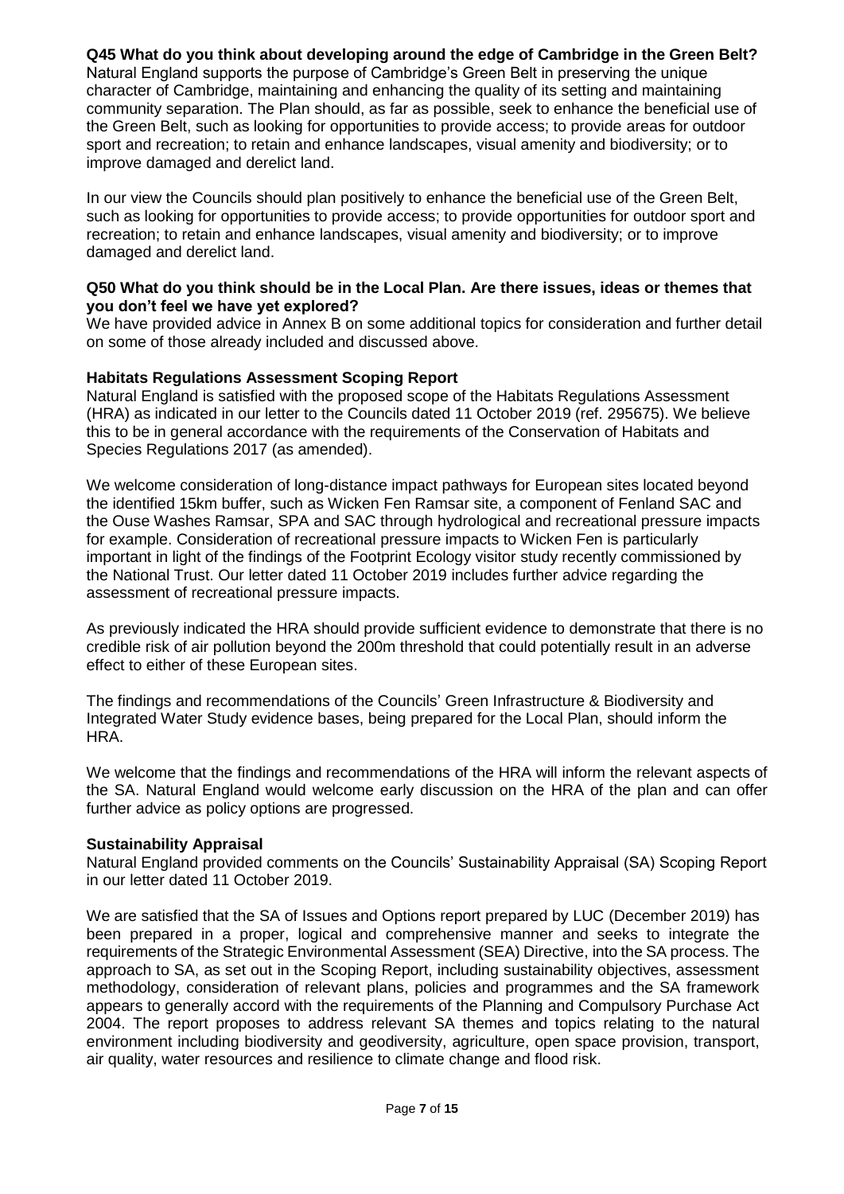**Q45 What do you think about developing around the edge of Cambridge in the Green Belt?**
Natural England supports the purpose of Cambridge's Green Belt in preserving the unique character of Cambridge, maintaining and enhancing the quality of its setting and maintaining community separation. The Plan should, as far as possible, seek to enhance the beneficial use of the Green Belt, such as looking for opportunities to provide access; to provide areas for outdoor sport and recreation; to retain and enhance landscapes, visual amenity and biodiversity; or to improve damaged and derelict land.

In our view the Councils should plan positively to enhance the beneficial use of the Green Belt, such as looking for opportunities to provide access; to provide opportunities for outdoor sport and recreation; to retain and enhance landscapes, visual amenity and biodiversity; or to improve damaged and derelict land.

**Q50 What do you think should be in the Local Plan. Are there issues, ideas or themes that you don't feel we have yet explored?**
We have provided advice in Annex B on some additional topics for consideration and further detail on some of those already included and discussed above.

**Habitats Regulations Assessment Scoping Report**
Natural England is satisfied with the proposed scope of the Habitats Regulations Assessment (HRA) as indicated in our letter to the Councils dated 11 October 2019 (ref. 295675). We believe this to be in general accordance with the requirements of the Conservation of Habitats and Species Regulations 2017 (as amended).

We welcome consideration of long-distance impact pathways for European sites located beyond the identified 15km buffer, such as Wicken Fen Ramsar site, a component of Fenland SAC and the Ouse Washes Ramsar, SPA and SAC through hydrological and recreational pressure impacts for example. Consideration of recreational pressure impacts to Wicken Fen is particularly important in light of the findings of the Footprint Ecology visitor study recently commissioned by the National Trust. Our letter dated 11 October 2019 includes further advice regarding the assessment of recreational pressure impacts.

As previously indicated the HRA should provide sufficient evidence to demonstrate that there is no credible risk of air pollution beyond the 200m threshold that could potentially result in an adverse effect to either of these European sites.

The findings and recommendations of the Councils' Green Infrastructure & Biodiversity and Integrated Water Study evidence bases, being prepared for the Local Plan, should inform the HRA.

We welcome that the findings and recommendations of the HRA will inform the relevant aspects of the SA. Natural England would welcome early discussion on the HRA of the plan and can offer further advice as policy options are progressed.

**Sustainability Appraisal**
Natural England provided comments on the Councils' Sustainability Appraisal (SA) Scoping Report in our letter dated 11 October 2019.

We are satisfied that the SA of Issues and Options report prepared by LUC (December 2019) has been prepared in a proper, logical and comprehensive manner and seeks to integrate the requirements of the Strategic Environmental Assessment (SEA) Directive, into the SA process. The approach to SA, as set out in the Scoping Report, including sustainability objectives, assessment methodology, consideration of relevant plans, policies and programmes and the SA framework appears to generally accord with the requirements of the Planning and Compulsory Purchase Act 2004. The report proposes to address relevant SA themes and topics relating to the natural environment including biodiversity and geodiversity, agriculture, open space provision, transport, air quality, water resources and resilience to climate change and flood risk.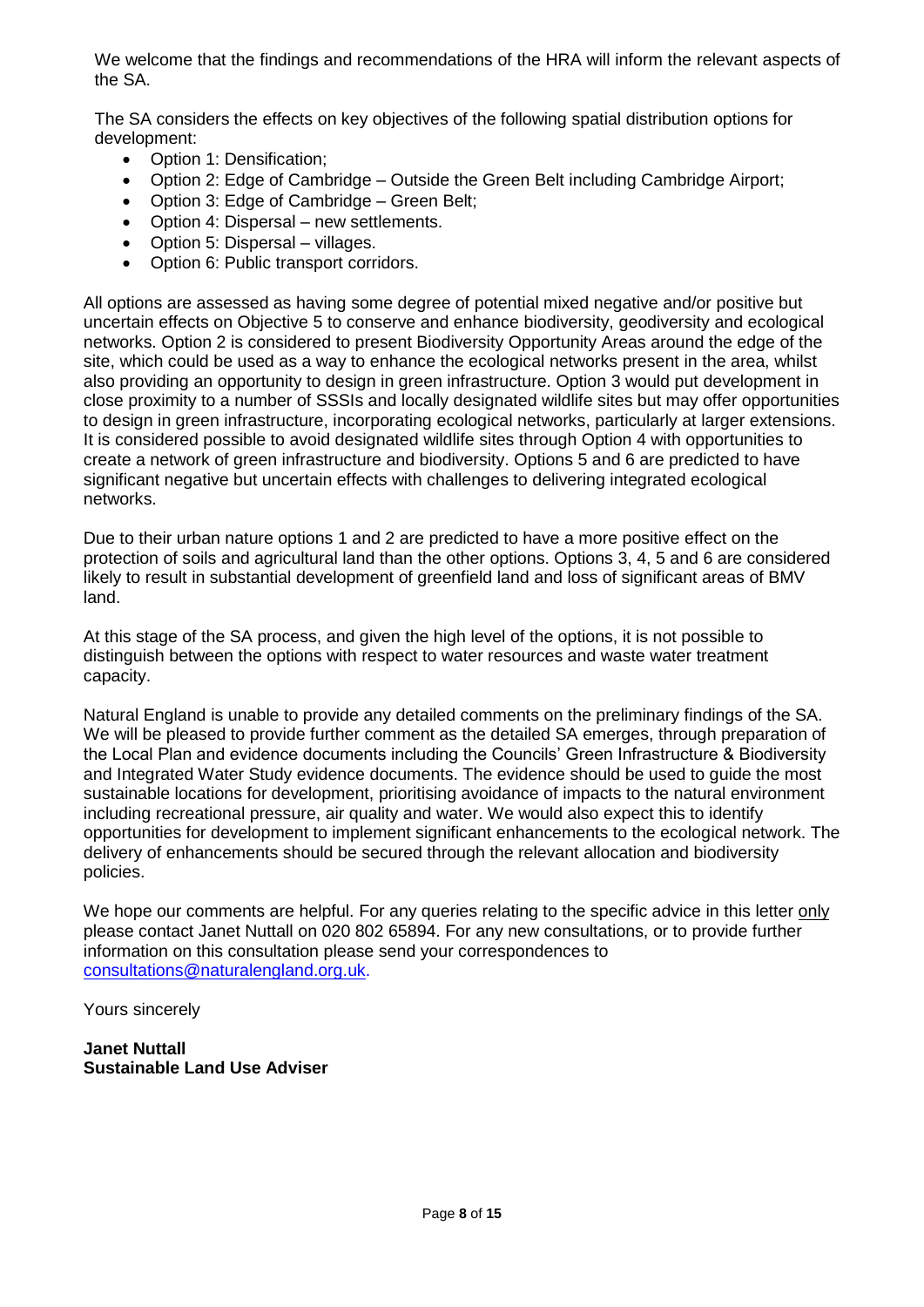We welcome that the findings and recommendations of the HRA will inform the relevant aspects of the SA.

The SA considers the effects on key objectives of the following spatial distribution options for development:

- Option 1: Densification;
- Option 2: Edge of Cambridge – Outside the Green Belt including Cambridge Airport;
- Option 3: Edge of Cambridge – Green Belt;
- Option 4: Dispersal – new settlements.
- Option 5: Dispersal – villages.
- Option 6: Public transport corridors.

All options are assessed as having some degree of potential mixed negative and/or positive but uncertain effects on Objective 5 to conserve and enhance biodiversity, geodiversity and ecological networks. Option 2 is considered to present Biodiversity Opportunity Areas around the edge of the site, which could be used as a way to enhance the ecological networks present in the area, whilst also providing an opportunity to design in green infrastructure. Option 3 would put development in close proximity to a number of SSSIs and locally designated wildlife sites but may offer opportunities to design in green infrastructure, incorporating ecological networks, particularly at larger extensions. It is considered possible to avoid designated wildlife sites through Option 4 with opportunities to create a network of green infrastructure and biodiversity. Options 5 and 6 are predicted to have significant negative but uncertain effects with challenges to delivering integrated ecological networks.

Due to their urban nature options 1 and 2 are predicted to have a more positive effect on the protection of soils and agricultural land than the other options. Options 3, 4, 5 and 6 are considered likely to result in substantial development of greenfield land and loss of significant areas of BMV land.

At this stage of the SA process, and given the high level of the options, it is not possible to distinguish between the options with respect to water resources and waste water treatment capacity.

Natural England is unable to provide any detailed comments on the preliminary findings of the SA. We will be pleased to provide further comment as the detailed SA emerges, through preparation of the Local Plan and evidence documents including the Councils' Green Infrastructure & Biodiversity and Integrated Water Study evidence documents. The evidence should be used to guide the most sustainable locations for development, prioritising avoidance of impacts to the natural environment including recreational pressure, air quality and water. We would also expect this to identify opportunities for development to implement significant enhancements to the ecological network. The delivery of enhancements should be secured through the relevant allocation and biodiversity policies.

We hope our comments are helpful. For any queries relating to the specific advice in this letter only please contact Janet Nuttall on 020 802 65894. For any new consultations, or to provide further information on this consultation please send your correspondences to consultations@naturalengland.org.uk.

Yours sincerely

**Janet Nuttall**
**Sustainable Land Use Adviser**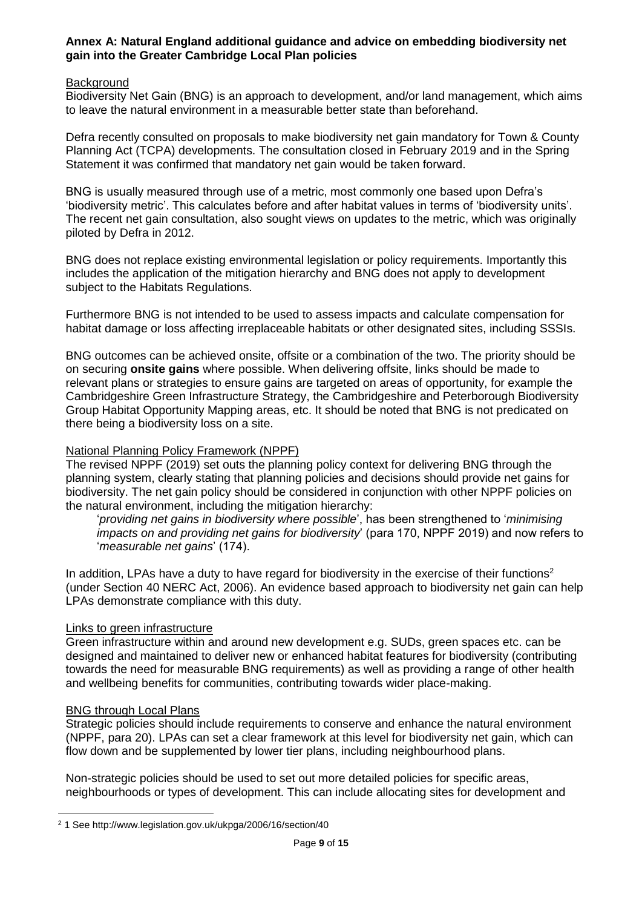**Annex A: Natural England additional guidance and advice on embedding biodiversity net gain into the Greater Cambridge Local Plan policies**

Background

Biodiversity Net Gain (BNG) is an approach to development, and/or land management, which aims to leave the natural environment in a measurable better state than beforehand.

Defra recently consulted on proposals to make biodiversity net gain mandatory for Town & County Planning Act (TCPA) developments. The consultation closed in February 2019 and in the Spring Statement it was confirmed that mandatory net gain would be taken forward.

BNG is usually measured through use of a metric, most commonly one based upon Defra's 'biodiversity metric'. This calculates before and after habitat values in terms of 'biodiversity units'. The recent net gain consultation, also sought views on updates to the metric, which was originally piloted by Defra in 2012.

BNG does not replace existing environmental legislation or policy requirements. Importantly this includes the application of the mitigation hierarchy and BNG does not apply to development subject to the Habitats Regulations.

Furthermore BNG is not intended to be used to assess impacts and calculate compensation for habitat damage or loss affecting irreplaceable habitats or other designated sites, including SSSIs.

BNG outcomes can be achieved onsite, offsite or a combination of the two. The priority should be on securing **onsite gains** where possible. When delivering offsite, links should be made to relevant plans or strategies to ensure gains are targeted on areas of opportunity, for example the Cambridgeshire Green Infrastructure Strategy, the Cambridgeshire and Peterborough Biodiversity Group Habitat Opportunity Mapping areas, etc. It should be noted that BNG is not predicated on there being a biodiversity loss on a site.

National Planning Policy Framework (NPPF)

The revised NPPF (2019) set outs the planning policy context for delivering BNG through the planning system, clearly stating that planning policies and decisions should provide net gains for biodiversity. The net gain policy should be considered in conjunction with other NPPF policies on the natural environment, including the mitigation hierarchy:

> '*providing net gains in biodiversity where possible*', has been strengthened to '*minimising impacts on and providing net gains for biodiversity*' (para 170, NPPF 2019) and now refers to '*measurable net gains*' (174).

In addition, LPAs have a duty to have regard for biodiversity in the exercise of their functions[2] (under Section 40 NERC Act, 2006). An evidence based approach to biodiversity net gain can help LPAs demonstrate compliance with this duty.

Links to green infrastructure

Green infrastructure within and around new development e.g. SUDs, green spaces etc. can be designed and maintained to deliver new or enhanced habitat features for biodiversity (contributing towards the need for measurable BNG requirements) as well as providing a range of other health and wellbeing benefits for communities, contributing towards wider place-making.

BNG through Local Plans

Strategic policies should include requirements to conserve and enhance the natural environment (NPPF, para 20). LPAs can set a clear framework at this level for biodiversity net gain, which can flow down and be supplemented by lower tier plans, including neighbourhood plans.

Non-strategic policies should be used to set out more detailed policies for specific areas, neighbourhoods or types of development. This can include allocating sites for development and

---

[2] 1 See http://www.legislation.gov.uk/ukpga/2006/16/section/40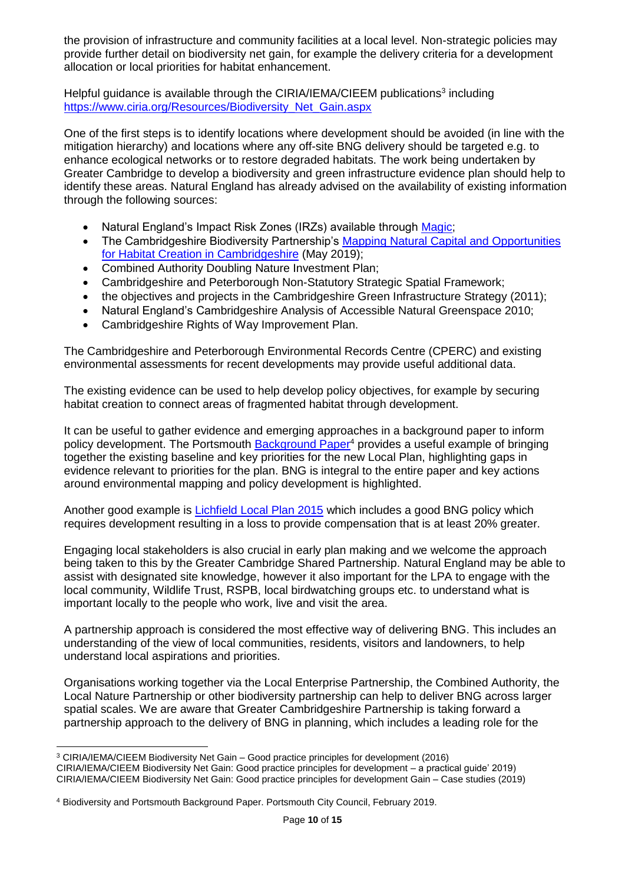the provision of infrastructure and community facilities at a local level. Non-strategic policies may provide further detail on biodiversity net gain, for example the delivery criteria for a development allocation or local priorities for habitat enhancement.

Helpful guidance is available through the CIRIA/IEMA/CIEEM publications[3] including https://www.ciria.org/Resources/Biodiversity_Net_Gain.aspx

One of the first steps is to identify locations where development should be avoided (in line with the mitigation hierarchy) and locations where any off-site BNG delivery should be targeted e.g. to enhance ecological networks or to restore degraded habitats. The work being undertaken by Greater Cambridge to develop a biodiversity and green infrastructure evidence plan should help to identify these areas. Natural England has already advised on the availability of existing information through the following sources:

- Natural England's Impact Risk Zones (IRZs) available through Magic;
- The Cambridgeshire Biodiversity Partnership's Mapping Natural Capital and Opportunities for Habitat Creation in Cambridgeshire (May 2019);
- Combined Authority Doubling Nature Investment Plan;
- Cambridgeshire and Peterborough Non-Statutory Strategic Spatial Framework;
- the objectives and projects in the Cambridgeshire Green Infrastructure Strategy (2011);
- Natural England's Cambridgeshire Analysis of Accessible Natural Greenspace 2010;
- Cambridgeshire Rights of Way Improvement Plan.

The Cambridgeshire and Peterborough Environmental Records Centre (CPERC) and existing environmental assessments for recent developments may provide useful additional data.

The existing evidence can be used to help develop policy objectives, for example by securing habitat creation to connect areas of fragmented habitat through development.

It can be useful to gather evidence and emerging approaches in a background paper to inform policy development. The Portsmouth Background Paper[4] provides a useful example of bringing together the existing baseline and key priorities for the new Local Plan, highlighting gaps in evidence relevant to priorities for the plan. BNG is integral to the entire paper and key actions around environmental mapping and policy development is highlighted.

Another good example is Lichfield Local Plan 2015 which includes a good BNG policy which requires development resulting in a loss to provide compensation that is at least 20% greater.

Engaging local stakeholders is also crucial in early plan making and we welcome the approach being taken to this by the Greater Cambridge Shared Partnership. Natural England may be able to assist with designated site knowledge, however it also important for the LPA to engage with the local community, Wildlife Trust, RSPB, local birdwatching groups etc. to understand what is important locally to the people who work, live and visit the area.

A partnership approach is considered the most effective way of delivering BNG. This includes an understanding of the view of local communities, residents, visitors and landowners, to help understand local aspirations and priorities.

Organisations working together via the Local Enterprise Partnership, the Combined Authority, the Local Nature Partnership or other biodiversity partnership can help to deliver BNG across larger spatial scales. We are aware that Greater Cambridgeshire Partnership is taking forward a partnership approach to the delivery of BNG in planning, which includes a leading role for the

---

[3] CIRIA/IEMA/CIEEM Biodiversity Net Gain – Good practice principles for development (2016)
CIRIA/IEMA/CIEEM Biodiversity Net Gain: Good practice principles for development – a practical guide' 2019)
CIRIA/IEMA/CIEEM Biodiversity Net Gain: Good practice principles for development Gain – Case studies (2019)

[4] Biodiversity and Portsmouth Background Paper. Portsmouth City Council, February 2019.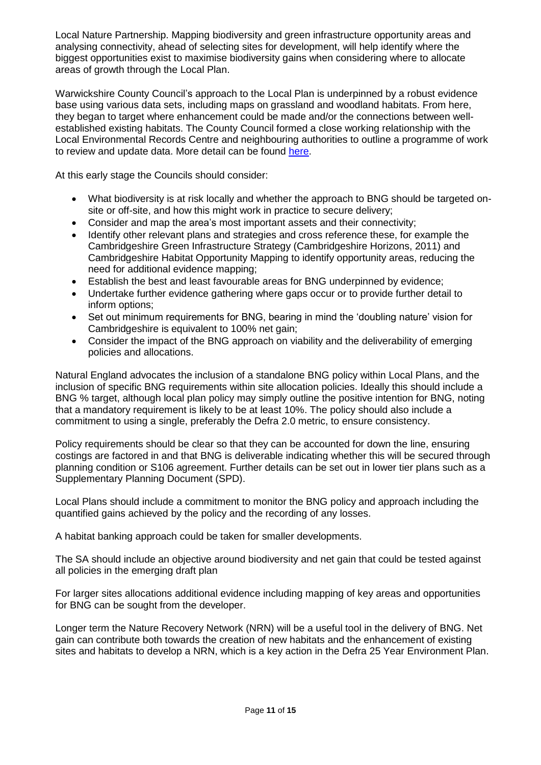Local Nature Partnership. Mapping biodiversity and green infrastructure opportunity areas and analysing connectivity, ahead of selecting sites for development, will help identify where the biggest opportunities exist to maximise biodiversity gains when considering where to allocate areas of growth through the Local Plan.

Warwickshire County Council's approach to the Local Plan is underpinned by a robust evidence base using various data sets, including maps on grassland and woodland habitats. From here, they began to target where enhancement could be made and/or the connections between well-established existing habitats. The County Council formed a close working relationship with the Local Environmental Records Centre and neighbouring authorities to outline a programme of work to review and update data. More detail can be found here.

At this early stage the Councils should consider:

- What biodiversity is at risk locally and whether the approach to BNG should be targeted on-site or off-site, and how this might work in practice to secure delivery;
- Consider and map the area's most important assets and their connectivity;
- Identify other relevant plans and strategies and cross reference these, for example the Cambridgeshire Green Infrastructure Strategy (Cambridgeshire Horizons, 2011) and Cambridgeshire Habitat Opportunity Mapping to identify opportunity areas, reducing the need for additional evidence mapping;
- Establish the best and least favourable areas for BNG underpinned by evidence;
- Undertake further evidence gathering where gaps occur or to provide further detail to inform options;
- Set out minimum requirements for BNG, bearing in mind the 'doubling nature' vision for Cambridgeshire is equivalent to 100% net gain;
- Consider the impact of the BNG approach on viability and the deliverability of emerging policies and allocations.

Natural England advocates the inclusion of a standalone BNG policy within Local Plans, and the inclusion of specific BNG requirements within site allocation policies. Ideally this should include a BNG % target, although local plan policy may simply outline the positive intention for BNG, noting that a mandatory requirement is likely to be at least 10%. The policy should also include a commitment to using a single, preferably the Defra 2.0 metric, to ensure consistency.

Policy requirements should be clear so that they can be accounted for down the line, ensuring costings are factored in and that BNG is deliverable indicating whether this will be secured through planning condition or S106 agreement. Further details can be set out in lower tier plans such as a Supplementary Planning Document (SPD).

Local Plans should include a commitment to monitor the BNG policy and approach including the quantified gains achieved by the policy and the recording of any losses.

A habitat banking approach could be taken for smaller developments.

The SA should include an objective around biodiversity and net gain that could be tested against all policies in the emerging draft plan

For larger sites allocations additional evidence including mapping of key areas and opportunities for BNG can be sought from the developer.

Longer term the Nature Recovery Network (NRN) will be a useful tool in the delivery of BNG. Net gain can contribute both towards the creation of new habitats and the enhancement of existing sites and habitats to develop a NRN, which is a key action in the Defra 25 Year Environment Plan.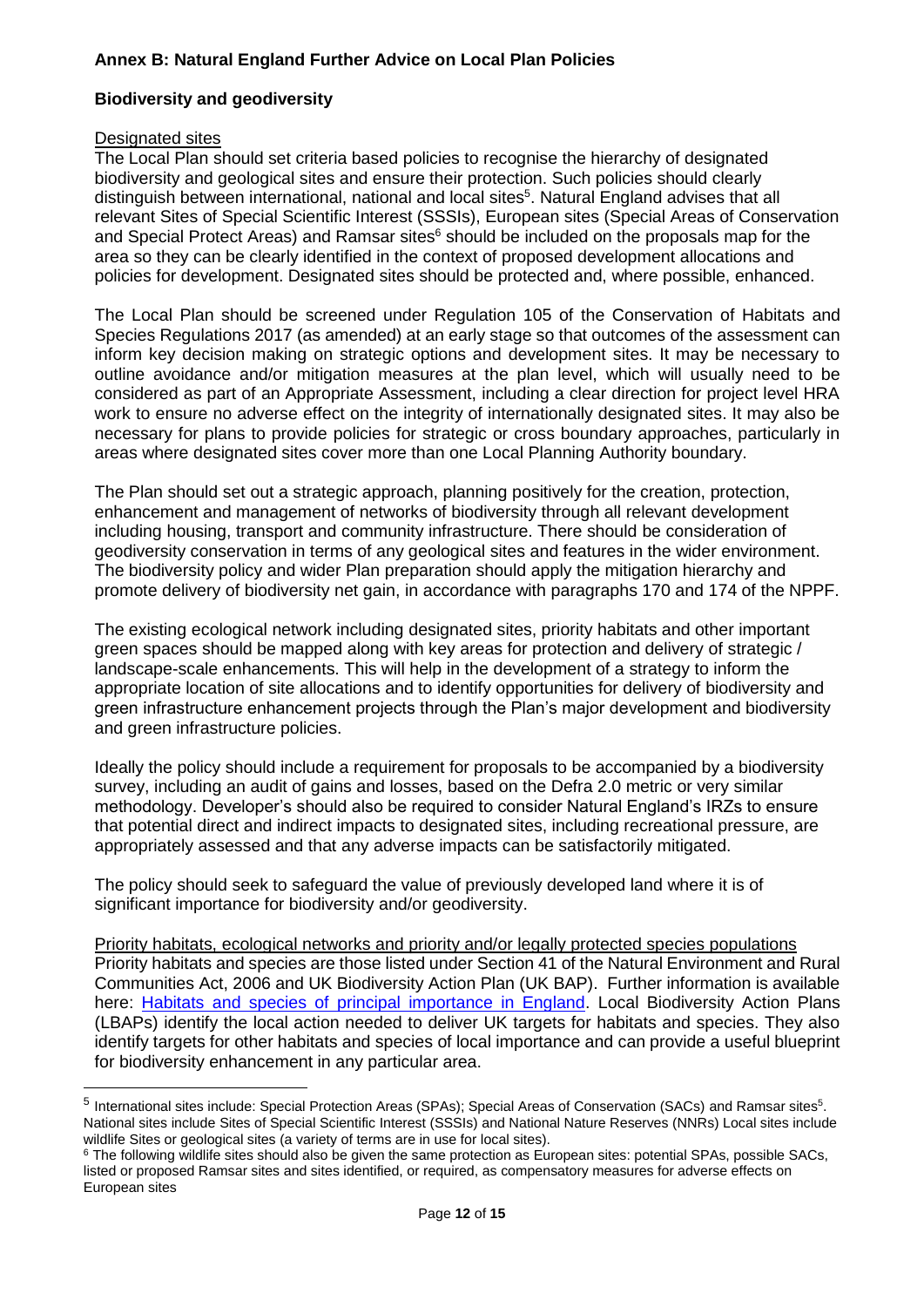## Annex B: Natural England Further Advice on Local Plan Policies

### Biodiversity and geodiversity

Designated sites

The Local Plan should set criteria based policies to recognise the hierarchy of designated biodiversity and geological sites and ensure their protection. Such policies should clearly distinguish between international, national and local sites[5]. Natural England advises that all relevant Sites of Special Scientific Interest (SSSIs), European sites (Special Areas of Conservation and Special Protect Areas) and Ramsar sites[6] should be included on the proposals map for the area so they can be clearly identified in the context of proposed development allocations and policies for development. Designated sites should be protected and, where possible, enhanced.

The Local Plan should be screened under Regulation 105 of the Conservation of Habitats and Species Regulations 2017 (as amended) at an early stage so that outcomes of the assessment can inform key decision making on strategic options and development sites. It may be necessary to outline avoidance and/or mitigation measures at the plan level, which will usually need to be considered as part of an Appropriate Assessment, including a clear direction for project level HRA work to ensure no adverse effect on the integrity of internationally designated sites. It may also be necessary for plans to provide policies for strategic or cross boundary approaches, particularly in areas where designated sites cover more than one Local Planning Authority boundary.

The Plan should set out a strategic approach, planning positively for the creation, protection, enhancement and management of networks of biodiversity through all relevant development including housing, transport and community infrastructure. There should be consideration of geodiversity conservation in terms of any geological sites and features in the wider environment. The biodiversity policy and wider Plan preparation should apply the mitigation hierarchy and promote delivery of biodiversity net gain, in accordance with paragraphs 170 and 174 of the NPPF.

The existing ecological network including designated sites, priority habitats and other important green spaces should be mapped along with key areas for protection and delivery of strategic / landscape-scale enhancements. This will help in the development of a strategy to inform the appropriate location of site allocations and to identify opportunities for delivery of biodiversity and green infrastructure enhancement projects through the Plan's major development and biodiversity and green infrastructure policies.

Ideally the policy should include a requirement for proposals to be accompanied by a biodiversity survey, including an audit of gains and losses, based on the Defra 2.0 metric or very similar methodology. Developer's should also be required to consider Natural England's IRZs to ensure that potential direct and indirect impacts to designated sites, including recreational pressure, are appropriately assessed and that any adverse impacts can be satisfactorily mitigated.

The policy should seek to safeguard the value of previously developed land where it is of significant importance for biodiversity and/or geodiversity.

Priority habitats, ecological networks and priority and/or legally protected species populations

Priority habitats and species are those listed under Section 41 of the Natural Environment and Rural Communities Act, 2006 and UK Biodiversity Action Plan (UK BAP). Further information is available here: [Habitats and species of principal importance in England](). Local Biodiversity Action Plans (LBAPs) identify the local action needed to deliver UK targets for habitats and species. They also identify targets for other habitats and species of local importance and can provide a useful blueprint for biodiversity enhancement in any particular area.

---

[5] International sites include: Special Protection Areas (SPAs); Special Areas of Conservation (SACs) and Ramsar sites[5]. National sites include Sites of Special Scientific Interest (SSSIs) and National Nature Reserves (NNRs) Local sites include wildlife Sites or geological sites (a variety of terms are in use for local sites).

[6] The following wildlife sites should also be given the same protection as European sites: potential SPAs, possible SACs, listed or proposed Ramsar sites and sites identified, or required, as compensatory measures for adverse effects on European sites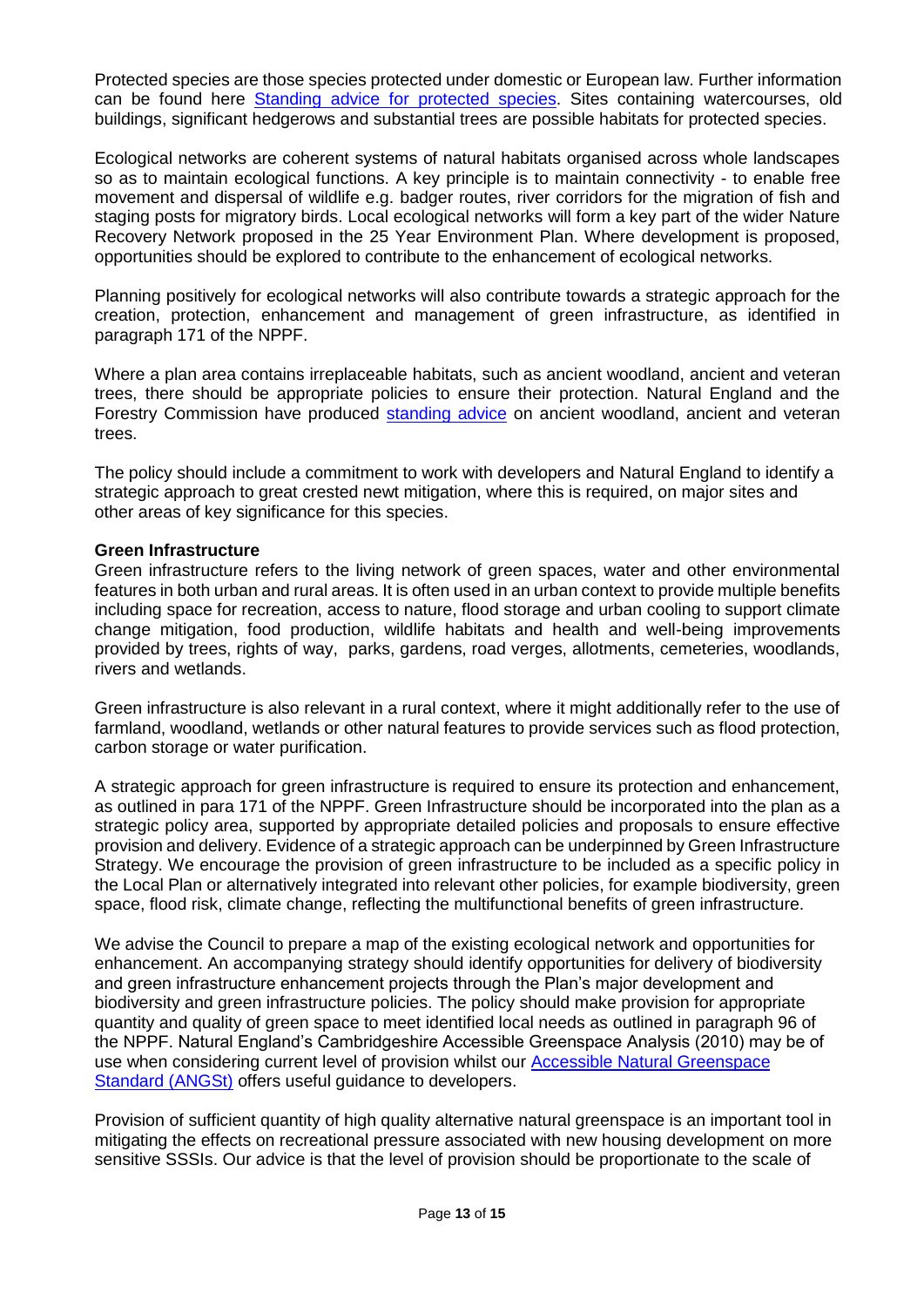Protected species are those species protected under domestic or European law. Further information can be found here [Standing advice for protected species](). Sites containing watercourses, old buildings, significant hedgerows and substantial trees are possible habitats for protected species.

Ecological networks are coherent systems of natural habitats organised across whole landscapes so as to maintain ecological functions. A key principle is to maintain connectivity - to enable free movement and dispersal of wildlife e.g. badger routes, river corridors for the migration of fish and staging posts for migratory birds. Local ecological networks will form a key part of the wider Nature Recovery Network proposed in the 25 Year Environment Plan. Where development is proposed, opportunities should be explored to contribute to the enhancement of ecological networks.

Planning positively for ecological networks will also contribute towards a strategic approach for the creation, protection, enhancement and management of green infrastructure, as identified in paragraph 171 of the NPPF.

Where a plan area contains irreplaceable habitats, such as ancient woodland, ancient and veteran trees, there should be appropriate policies to ensure their protection. Natural England and the Forestry Commission have produced [standing advice]() on ancient woodland, ancient and veteran trees.

The policy should include a commitment to work with developers and Natural England to identify a strategic approach to great crested newt mitigation, where this is required, on major sites and other areas of key significance for this species.

**Green Infrastructure**

Green infrastructure refers to the living network of green spaces, water and other environmental features in both urban and rural areas. It is often used in an urban context to provide multiple benefits including space for recreation, access to nature, flood storage and urban cooling to support climate change mitigation, food production, wildlife habitats and health and well-being improvements provided by trees, rights of way, parks, gardens, road verges, allotments, cemeteries, woodlands, rivers and wetlands.

Green infrastructure is also relevant in a rural context, where it might additionally refer to the use of farmland, woodland, wetlands or other natural features to provide services such as flood protection, carbon storage or water purification.

A strategic approach for green infrastructure is required to ensure its protection and enhancement, as outlined in para 171 of the NPPF. Green Infrastructure should be incorporated into the plan as a strategic policy area, supported by appropriate detailed policies and proposals to ensure effective provision and delivery. Evidence of a strategic approach can be underpinned by Green Infrastructure Strategy. We encourage the provision of green infrastructure to be included as a specific policy in the Local Plan or alternatively integrated into relevant other policies, for example biodiversity, green space, flood risk, climate change, reflecting the multifunctional benefits of green infrastructure.

We advise the Council to prepare a map of the existing ecological network and opportunities for enhancement. An accompanying strategy should identify opportunities for delivery of biodiversity and green infrastructure enhancement projects through the Plan's major development and biodiversity and green infrastructure policies. The policy should make provision for appropriate quantity and quality of green space to meet identified local needs as outlined in paragraph 96 of the NPPF. Natural England's Cambridgeshire Accessible Greenspace Analysis (2010) may be of use when considering current level of provision whilst our [Accessible Natural Greenspace Standard (ANGSt)]() offers useful guidance to developers.

Provision of sufficient quantity of high quality alternative natural greenspace is an important tool in mitigating the effects on recreational pressure associated with new housing development on more sensitive SSSIs. Our advice is that the level of provision should be proportionate to the scale of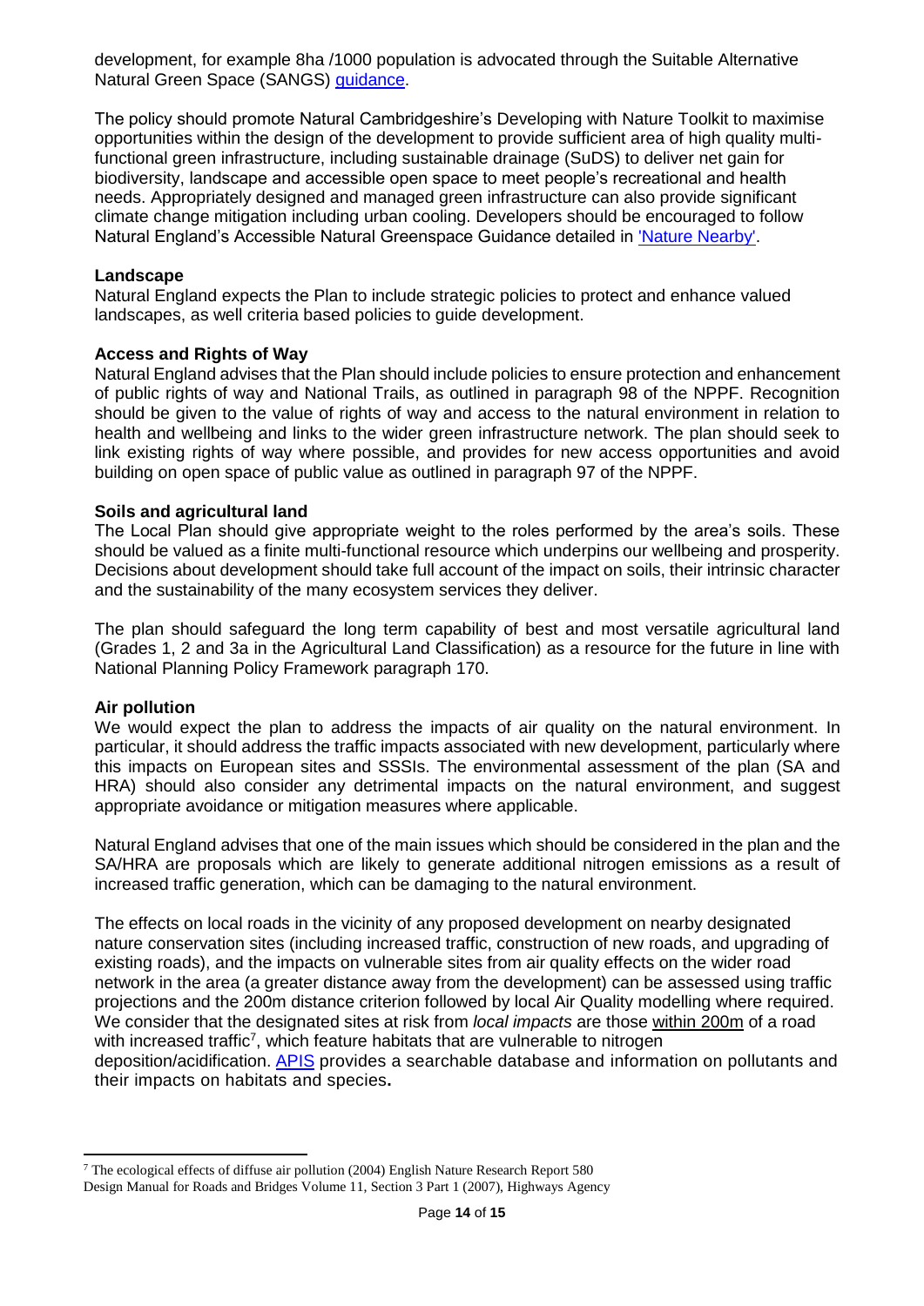development, for example 8ha /1000 population is advocated through the Suitable Alternative Natural Green Space (SANGS) guidance.

The policy should promote Natural Cambridgeshire's Developing with Nature Toolkit to maximise opportunities within the design of the development to provide sufficient area of high quality multi-functional green infrastructure, including sustainable drainage (SuDS) to deliver net gain for biodiversity, landscape and accessible open space to meet people's recreational and health needs. Appropriately designed and managed green infrastructure can also provide significant climate change mitigation including urban cooling. Developers should be encouraged to follow Natural England's Accessible Natural Greenspace Guidance detailed in 'Nature Nearby'.

**Landscape**

Natural England expects the Plan to include strategic policies to protect and enhance valued landscapes, as well criteria based policies to guide development.

**Access and Rights of Way**

Natural England advises that the Plan should include policies to ensure protection and enhancement of public rights of way and National Trails, as outlined in paragraph 98 of the NPPF. Recognition should be given to the value of rights of way and access to the natural environment in relation to health and wellbeing and links to the wider green infrastructure network. The plan should seek to link existing rights of way where possible, and provides for new access opportunities and avoid building on open space of public value as outlined in paragraph 97 of the NPPF.

**Soils and agricultural land**

The Local Plan should give appropriate weight to the roles performed by the area's soils. These should be valued as a finite multi-functional resource which underpins our wellbeing and prosperity. Decisions about development should take full account of the impact on soils, their intrinsic character and the sustainability of the many ecosystem services they deliver.

The plan should safeguard the long term capability of best and most versatile agricultural land (Grades 1, 2 and 3a in the Agricultural Land Classification) as a resource for the future in line with National Planning Policy Framework paragraph 170.

**Air pollution**

We would expect the plan to address the impacts of air quality on the natural environment. In particular, it should address the traffic impacts associated with new development, particularly where this impacts on European sites and SSSIs. The environmental assessment of the plan (SA and HRA) should also consider any detrimental impacts on the natural environment, and suggest appropriate avoidance or mitigation measures where applicable.

Natural England advises that one of the main issues which should be considered in the plan and the SA/HRA are proposals which are likely to generate additional nitrogen emissions as a result of increased traffic generation, which can be damaging to the natural environment.

The effects on local roads in the vicinity of any proposed development on nearby designated nature conservation sites (including increased traffic, construction of new roads, and upgrading of existing roads), and the impacts on vulnerable sites from air quality effects on the wider road network in the area (a greater distance away from the development) can be assessed using traffic projections and the 200m distance criterion followed by local Air Quality modelling where required. We consider that the designated sites at risk from *local impacts* are those within 200m of a road with increased traffic[7], which feature habitats that are vulnerable to nitrogen deposition/acidification. APIS provides a searchable database and information on pollutants and their impacts on habitats and species**.**

---

[7] The ecological effects of diffuse air pollution (2004) English Nature Research Report 580
Design Manual for Roads and Bridges Volume 11, Section 3 Part 1 (2007), Highways Agency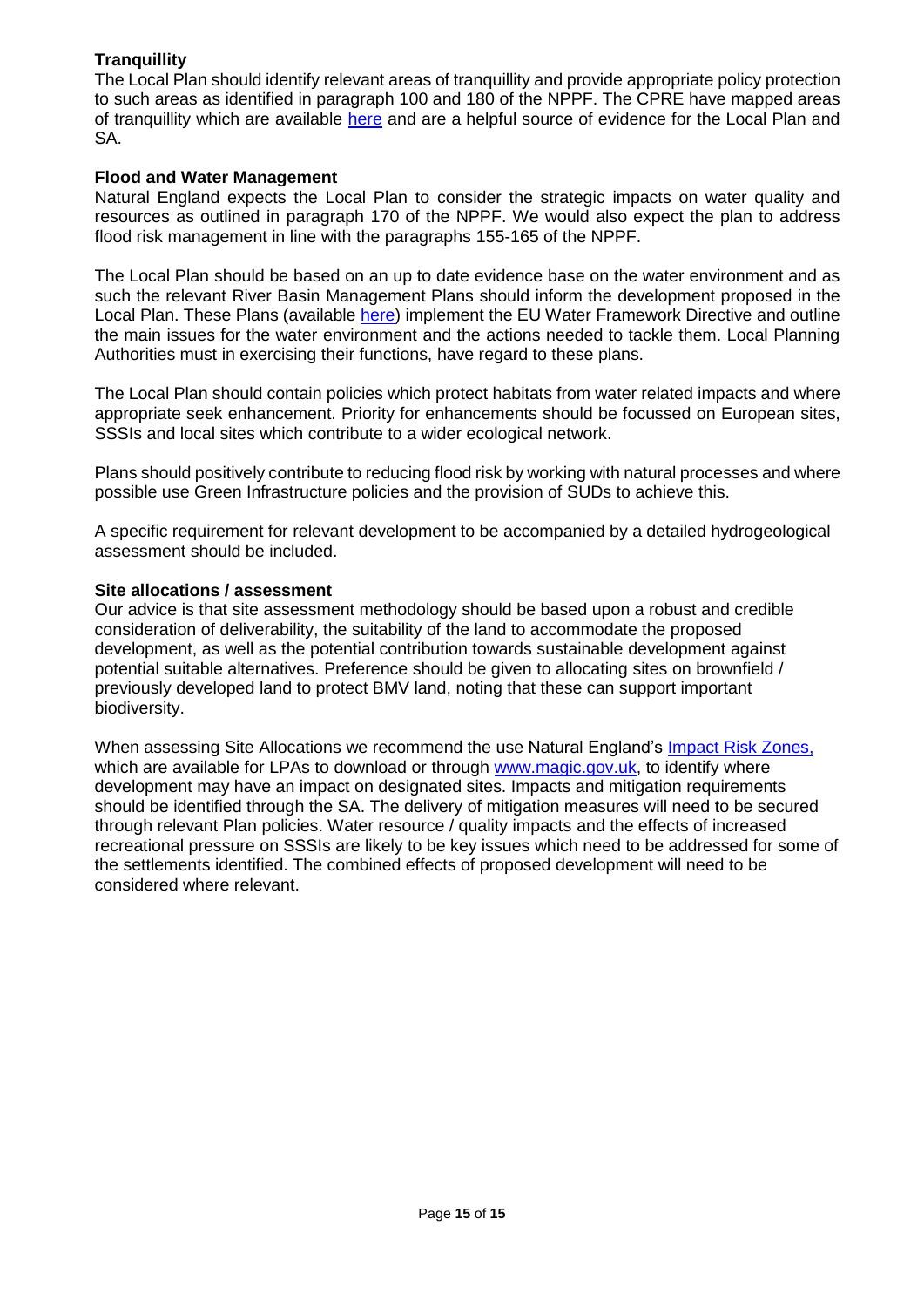**Tranquillity**

The Local Plan should identify relevant areas of tranquillity and provide appropriate policy protection to such areas as identified in paragraph 100 and 180 of the NPPF. The CPRE have mapped areas of tranquillity which are available here and are a helpful source of evidence for the Local Plan and SA.

**Flood and Water Management**

Natural England expects the Local Plan to consider the strategic impacts on water quality and resources as outlined in paragraph 170 of the NPPF. We would also expect the plan to address flood risk management in line with the paragraphs 155-165 of the NPPF.

The Local Plan should be based on an up to date evidence base on the water environment and as such the relevant River Basin Management Plans should inform the development proposed in the Local Plan. These Plans (available here) implement the EU Water Framework Directive and outline the main issues for the water environment and the actions needed to tackle them. Local Planning Authorities must in exercising their functions, have regard to these plans.

The Local Plan should contain policies which protect habitats from water related impacts and where appropriate seek enhancement. Priority for enhancements should be focussed on European sites, SSSIs and local sites which contribute to a wider ecological network.

Plans should positively contribute to reducing flood risk by working with natural processes and where possible use Green Infrastructure policies and the provision of SUDs to achieve this.

A specific requirement for relevant development to be accompanied by a detailed hydrogeological assessment should be included.

**Site allocations / assessment**

Our advice is that site assessment methodology should be based upon a robust and credible consideration of deliverability, the suitability of the land to accommodate the proposed development, as well as the potential contribution towards sustainable development against potential suitable alternatives. Preference should be given to allocating sites on brownfield / previously developed land to protect BMV land, noting that these can support important biodiversity.

When assessing Site Allocations we recommend the use Natural England's Impact Risk Zones, which are available for LPAs to download or through www.magic.gov.uk, to identify where development may have an impact on designated sites. Impacts and mitigation requirements should be identified through the SA. The delivery of mitigation measures will need to be secured through relevant Plan policies. Water resource / quality impacts and the effects of increased recreational pressure on SSSIs are likely to be key issues which need to be addressed for some of the settlements identified. The combined effects of proposed development will need to be considered where relevant.